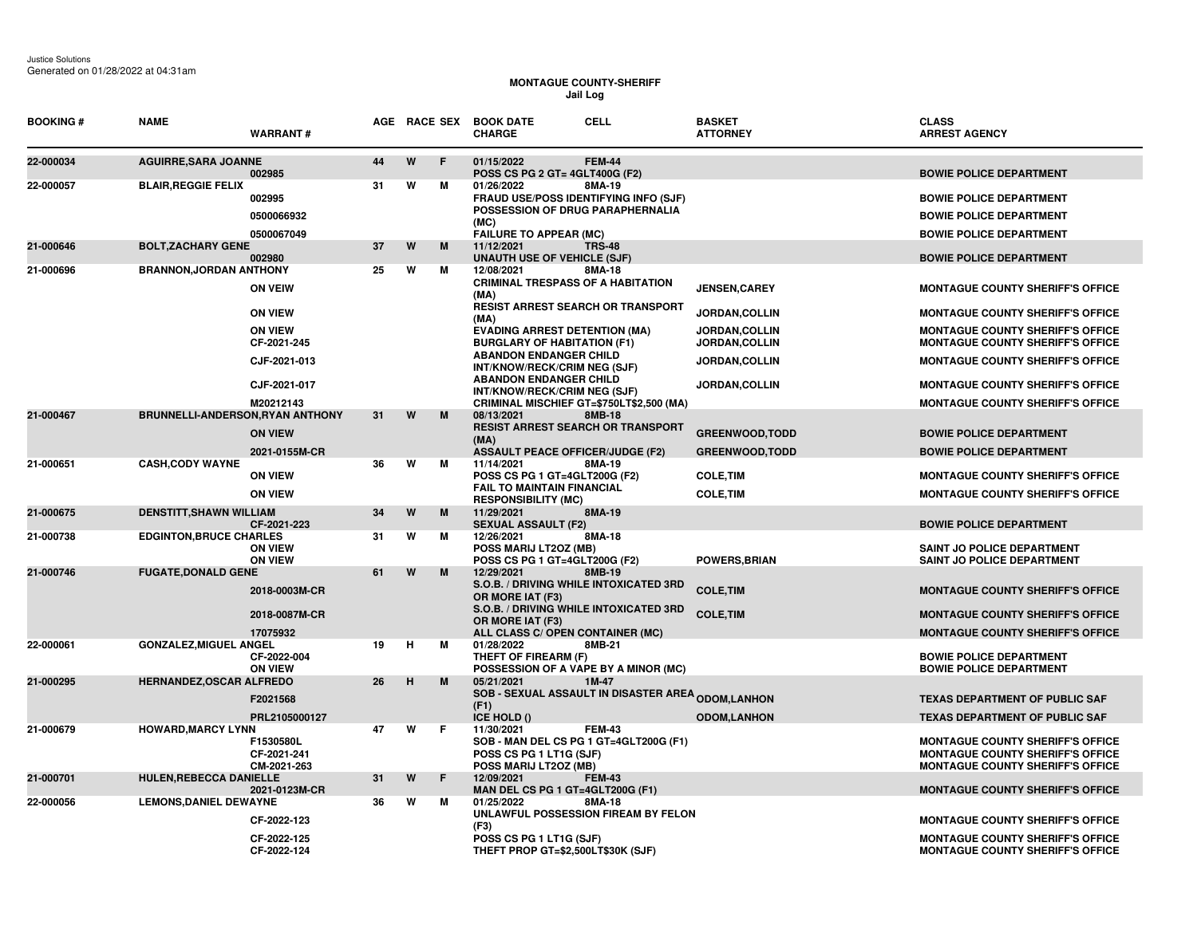Justice Solutions
Generated on 01/28/2022 at 04:31am

# MONTAGUE COUNTY-SHERIFF
## Jail Log

| BOOKING # | NAME | WARRANT # | AGE | RACE | SEX | BOOK DATE / CHARGE | CELL | BASKET / ATTORNEY | CLASS / ARREST AGENCY |
|---|---|---|---|---|---|---|---|---|---|
| 22-000034 | AGUIRRE,SARA JOANNE | | 44 | W | F | 01/15/2022 | FEM-44 | | |
| | | 002985 | | | | POSS CS PG 2 GT= 4GLT400G (F2) | | | BOWIE POLICE DEPARTMENT |
| 22-000057 | BLAIR,REGGIE FELIX | | 31 | W | M | 01/26/2022 | 8MA-19 | | |
| | | 002995 | | | | FRAUD USE/POSS IDENTIFYING INFO (SJF) | | | BOWIE POLICE DEPARTMENT |
| | | 0500066932 | | | | POSSESSION OF DRUG PARAPHERNALIA (MC) | | | BOWIE POLICE DEPARTMENT |
| | | 0500067049 | | | | FAILURE TO APPEAR (MC) | | | BOWIE POLICE DEPARTMENT |
| 21-000646 | BOLT,ZACHARY GENE | | 37 | W | M | 11/12/2021 | TRS-48 | | |
| | | 002980 | | | | UNAUTH USE OF VEHICLE (SJF) | | | BOWIE POLICE DEPARTMENT |
| 21-000696 | BRANNON,JORDAN ANTHONY | | 25 | W | M | 12/08/2021 | 8MA-18 | | |
| | | ON VEIW | | | | CRIMINAL TRESPASS OF A HABITATION (MA) | | JENSEN,CAREY | MONTAGUE COUNTY SHERIFF'S OFFICE |
| | | ON VIEW | | | | RESIST ARREST SEARCH OR TRANSPORT (MA) | | JORDAN,COLLIN | MONTAGUE COUNTY SHERIFF'S OFFICE |
| | | ON VIEW | | | | EVADING ARREST DETENTION (MA) | | JORDAN,COLLIN | MONTAGUE COUNTY SHERIFF'S OFFICE |
| | | CF-2021-245 | | | | BURGLARY OF HABITATION (F1) | | JORDAN,COLLIN | MONTAGUE COUNTY SHERIFF'S OFFICE |
| | | CJF-2021-013 | | | | ABANDON ENDANGER CHILD INT/KNOW/RECK/CRIM NEG (SJF) | | JORDAN,COLLIN | MONTAGUE COUNTY SHERIFF'S OFFICE |
| | | CJF-2021-017 | | | | ABANDON ENDANGER CHILD INT/KNOW/RECK/CRIM NEG (SJF) | | JORDAN,COLLIN | MONTAGUE COUNTY SHERIFF'S OFFICE |
| | | M20212143 | | | | CRIMINAL MISCHIEF GT=$750LT$2,500 (MA) | | | MONTAGUE COUNTY SHERIFF'S OFFICE |
| 21-000467 | BRUNNELLI-ANDERSON,RYAN ANTHONY | | 31 | W | M | 08/13/2021 | 8MB-18 | | |
| | | ON VIEW | | | | RESIST ARREST SEARCH OR TRANSPORT (MA) | | GREENWOOD,TODD | BOWIE POLICE DEPARTMENT |
| | | 2021-0155M-CR | | | | ASSAULT PEACE OFFICER/JUDGE (F2) | | GREENWOOD,TODD | BOWIE POLICE DEPARTMENT |
| 21-000651 | CASH,CODY WAYNE | | 36 | W | M | 11/14/2021 | 8MA-19 | | |
| | | ON VIEW | | | | POSS CS PG 1 GT=4GLT200G (F2) | | COLE,TIM | MONTAGUE COUNTY SHERIFF'S OFFICE |
| | | ON VIEW | | | | FAIL TO MAINTAIN FINANCIAL RESPONSIBILITY (MC) | | COLE,TIM | MONTAGUE COUNTY SHERIFF'S OFFICE |
| 21-000675 | DENSTITT,SHAWN WILLIAM | | 34 | W | M | 11/29/2021 | 8MA-19 | | |
| | | CF-2021-223 | | | | SEXUAL ASSAULT (F2) | | | BOWIE POLICE DEPARTMENT |
| 21-000738 | EDGINTON,BRUCE CHARLES | | 31 | W | M | 12/26/2021 | 8MA-18 | | |
| | | ON VIEW | | | | POSS MARIJ LT2OZ (MB) | | | SAINT JO POLICE DEPARTMENT |
| | | ON VIEW | | | | POSS CS PG 1 GT=4GLT200G (F2) | | POWERS,BRIAN | SAINT JO POLICE DEPARTMENT |
| 21-000746 | FUGATE,DONALD GENE | | 61 | W | M | 12/29/2021 | 8MB-19 | | |
| | | 2018-0003M-CR | | | | S.O.B. / DRIVING WHILE INTOXICATED 3RD OR MORE IAT (F3) | | COLE,TIM | MONTAGUE COUNTY SHERIFF'S OFFICE |
| | | 2018-0087M-CR | | | | S.O.B. / DRIVING WHILE INTOXICATED 3RD OR MORE IAT (F3) | | COLE,TIM | MONTAGUE COUNTY SHERIFF'S OFFICE |
| | | 17075932 | | | | ALL CLASS C/ OPEN CONTAINER (MC) | | | MONTAGUE COUNTY SHERIFF'S OFFICE |
| 22-000061 | GONZALEZ,MIGUEL ANGEL | | 19 | H | M | 01/28/2022 | 8MB-21 | | |
| | | CF-2022-004 | | | | THEFT OF FIREARM (F) | | | BOWIE POLICE DEPARTMENT |
| | | ON VIEW | | | | POSSESSION OF A VAPE BY A MINOR (MC) | | | BOWIE POLICE DEPARTMENT |
| 21-000295 | HERNANDEZ,OSCAR ALFREDO | | 26 | H | M | 05/21/2021 | 1M-47 | | |
| | | F2021568 | | | | SOB - SEXUAL ASSAULT IN DISASTER AREA (F1) | | ODOM,LANHON | TEXAS DEPARTMENT OF PUBLIC SAF |
| | | PRL2105000127 | | | | ICE HOLD () | | ODOM,LANHON | TEXAS DEPARTMENT OF PUBLIC SAF |
| 21-000679 | HOWARD,MARCY LYNN | | 47 | W | F | 11/30/2021 | FEM-43 | | |
| | | F1530580L | | | | SOB - MAN DEL CS PG 1 GT=4GLT200G (F1) | | | MONTAGUE COUNTY SHERIFF'S OFFICE |
| | | CF-2021-241 | | | | POSS CS PG 1 LT1G (SJF) | | | MONTAGUE COUNTY SHERIFF'S OFFICE |
| | | CM-2021-263 | | | | POSS MARIJ LT2OZ (MB) | | | MONTAGUE COUNTY SHERIFF'S OFFICE |
| 21-000701 | HULEN,REBECCA DANIELLE | | 31 | W | F | 12/09/2021 | FEM-43 | | |
| | | 2021-0123M-CR | | | | MAN DEL CS PG 1 GT=4GLT200G (F1) | | | MONTAGUE COUNTY SHERIFF'S OFFICE |
| 22-000056 | LEMONS,DANIEL DEWAYNE | | 36 | W | M | 01/25/2022 | 8MA-18 | | |
| | | CF-2022-123 | | | | UNLAWFUL POSSESSION FIREAM BY FELON (F3) | | | MONTAGUE COUNTY SHERIFF'S OFFICE |
| | | CF-2022-125 | | | | POSS CS PG 1 LT1G (SJF) | | | MONTAGUE COUNTY SHERIFF'S OFFICE |
| | | CF-2022-124 | | | | THEFT PROP GT=$2,500LT$30K (SJF) | | | MONTAGUE COUNTY SHERIFF'S OFFICE |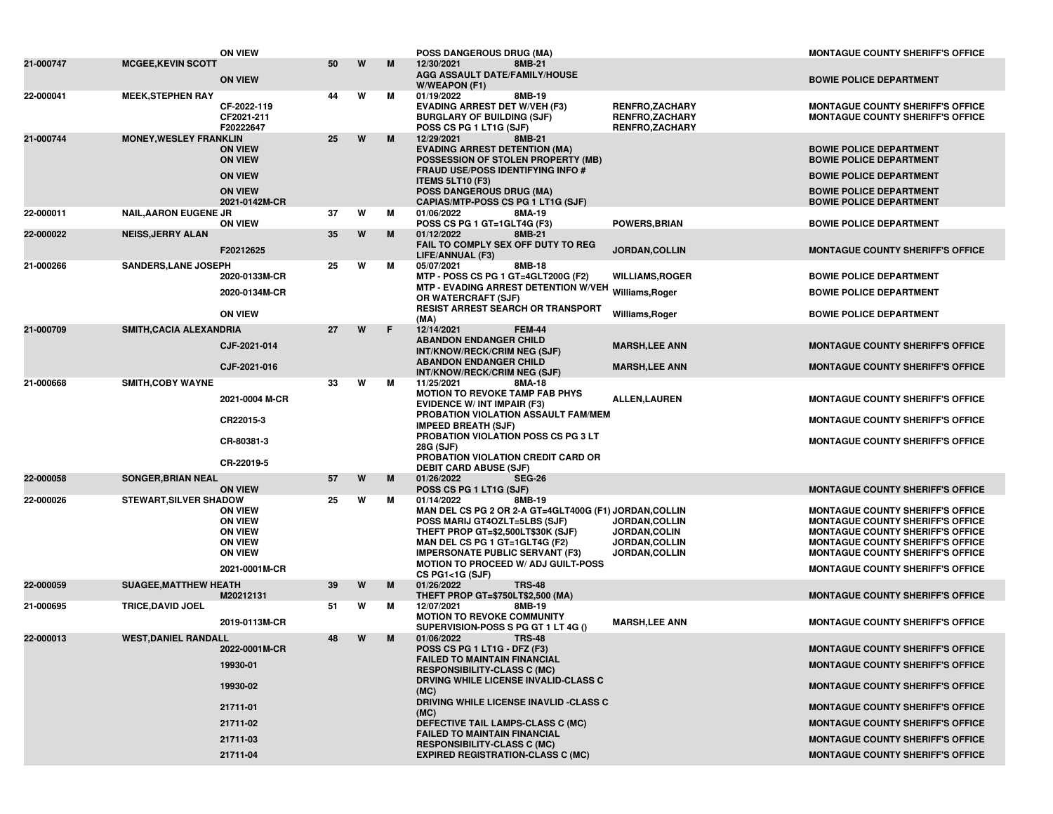| | | | | | | | | |
|---|---|---|---|---|---|---|---|---|
| | | ON VIEW | | | | POSS DANGEROUS DRUG (MA) | | MONTAGUE COUNTY SHERIFF'S OFFICE |
| 21-000747 | MCGEE,KEVIN SCOTT | | 50 | W | M | 12/30/2021 8MB-21 | | |
| | | ON VIEW | | | | AGG ASSAULT DATE/FAMILY/HOUSE W/WEAPON (F1) | | BOWIE POLICE DEPARTMENT |
| 22-000041 | MEEK,STEPHEN RAY | | 44 | W | M | 01/19/2022 8MB-19 | | |
| | | CF-2022-119 | | | | EVADING ARREST DET W/VEH (F3) | RENFRO,ZACHARY | MONTAGUE COUNTY SHERIFF'S OFFICE |
| | | CF2021-211 | | | | BURGLARY OF BUILDING (SJF) | RENFRO,ZACHARY | MONTAGUE COUNTY SHERIFF'S OFFICE |
| | | F20222647 | | | | POSS CS PG 1 LT1G (SJF) | RENFRO,ZACHARY | |
| 21-000744 | MONEY,WESLEY FRANKLIN | | 25 | W | M | 12/29/2021 8MB-21 | | |
| | | ON VIEW | | | | EVADING ARREST DETENTION (MA) | | BOWIE POLICE DEPARTMENT |
| | | ON VIEW | | | | POSSESSION OF STOLEN PROPERTY (MB) | | BOWIE POLICE DEPARTMENT |
| | | ON VIEW | | | | FRAUD USE/POSS IDENTIFYING INFO # ITEMS 5LT10 (F3) | | BOWIE POLICE DEPARTMENT |
| | | ON VIEW | | | | POSS DANGEROUS DRUG (MA) | | BOWIE POLICE DEPARTMENT |
| | | 2021-0142M-CR | | | | CAPIAS/MTP-POSS CS PG 1 LT1G (SJF) | | BOWIE POLICE DEPARTMENT |
| 22-000011 | NAIL,AARON EUGENE JR | | 37 | W | M | 01/06/2022 8MA-19 | | |
| | | ON VIEW | | | | POSS CS PG 1 GT=1GLT4G (F3) | POWERS,BRIAN | BOWIE POLICE DEPARTMENT |
| 22-000022 | NEISS,JERRY ALAN | | 35 | W | M | 01/12/2022 8MB-21 | | |
| | | F20212625 | | | | FAIL TO COMPLY SEX OFF DUTY TO REG LIFE/ANNUAL (F3) | JORDAN,COLLIN | MONTAGUE COUNTY SHERIFF'S OFFICE |
| 21-000266 | SANDERS,LANE JOSEPH | | 25 | W | M | 05/07/2021 8MB-18 | | |
| | | 2020-0133M-CR | | | | MTP - POSS CS PG 1 GT=4GLT200G (F2) | WILLIAMS,ROGER | BOWIE POLICE DEPARTMENT |
| | | 2020-0134M-CR | | | | MTP - EVADING ARREST DETENTION W/VEH OR WATERCRAFT (SJF) | Williams,Roger | BOWIE POLICE DEPARTMENT |
| | | ON VIEW | | | | RESIST ARREST SEARCH OR TRANSPORT (MA) | Williams,Roger | BOWIE POLICE DEPARTMENT |
| 21-000709 | SMITH,CACIA ALEXANDRIA | | 27 | W | F | 12/14/2021 FEM-44 | | |
| | | CJF-2021-014 | | | | ABANDON ENDANGER CHILD INT/KNOW/RECK/CRIM NEG (SJF) | MARSH,LEE ANN | MONTAGUE COUNTY SHERIFF'S OFFICE |
| | | CJF-2021-016 | | | | ABANDON ENDANGER CHILD INT/KNOW/RECK/CRIM NEG (SJF) | MARSH,LEE ANN | MONTAGUE COUNTY SHERIFF'S OFFICE |
| 21-000668 | SMITH,COBY WAYNE | | 33 | W | M | 11/25/2021 8MA-18 | | |
| | | 2021-0004 M-CR | | | | MOTION TO REVOKE TAMP FAB PHYS EVIDENCE W/ INT IMPAIR (F3) | ALLEN,LAUREN | MONTAGUE COUNTY SHERIFF'S OFFICE |
| | | CR22015-3 | | | | PROBATION VIOLATION ASSAULT FAM/MEM IMPEED BREATH (SJF) | | MONTAGUE COUNTY SHERIFF'S OFFICE |
| | | CR-80381-3 | | | | PROBATION VIOLATION POSS CS PG 3 LT 28G (SJF) | | MONTAGUE COUNTY SHERIFF'S OFFICE |
| | | CR-22019-5 | | | | PROBATION VIOLATION CREDIT CARD OR DEBIT CARD ABUSE (SJF) | | |
| 22-000058 | SONGER,BRIAN NEAL | | 57 | W | M | 01/26/2022 SEG-26 | | |
| | | ON VIEW | | | | POSS CS PG 1 LT1G (SJF) | | MONTAGUE COUNTY SHERIFF'S OFFICE |
| 22-000026 | STEWART,SILVER SHADOW | | 25 | W | M | 01/14/2022 8MB-19 | | |
| | | ON VIEW | | | | MAN DEL CS PG 2 OR 2-A GT=4GLT400G (F1) | JORDAN,COLLIN | MONTAGUE COUNTY SHERIFF'S OFFICE |
| | | ON VIEW | | | | POSS MARIJ GT4OZLT=5LBS (SJF) | JORDAN,COLLIN | MONTAGUE COUNTY SHERIFF'S OFFICE |
| | | ON VIEW | | | | THEFT PROP GT=$2,500LT$30K (SJF) | JORDAN,COLLIN | MONTAGUE COUNTY SHERIFF'S OFFICE |
| | | ON VIEW | | | | MAN DEL CS PG 1 GT=1GLT4G (F2) | JORDAN,COLLIN | MONTAGUE COUNTY SHERIFF'S OFFICE |
| | | ON VIEW | | | | IMPERSONATE PUBLIC SERVANT (F3) | JORDAN,COLLIN | MONTAGUE COUNTY SHERIFF'S OFFICE |
| | | 2021-0001M-CR | | | | MOTION TO PROCEED W/ ADJ GUILT-POSS CS PG1<1G (SJF) | | MONTAGUE COUNTY SHERIFF'S OFFICE |
| 22-000059 | SUAGEE,MATTHEW HEATH | | 39 | W | M | 01/26/2022 TRS-48 | | |
| | | M20212131 | | | | THEFT PROP GT=$750LT$2,500 (MA) | | MONTAGUE COUNTY SHERIFF'S OFFICE |
| 21-000695 | TRICE,DAVID JOEL | | 51 | W | M | 12/07/2021 8MB-19 | | |
| | | 2019-0113M-CR | | | | MOTION TO REVOKE COMMUNITY SUPERVISION-POSS S PG GT 1 LT 4G () | MARSH,LEE ANN | MONTAGUE COUNTY SHERIFF'S OFFICE |
| 22-000013 | WEST,DANIEL RANDALL | | 48 | W | M | 01/06/2022 TRS-48 | | |
| | | 2022-0001M-CR | | | | POSS CS PG 1 LT1G - DFZ (F3) | | MONTAGUE COUNTY SHERIFF'S OFFICE |
| | | 19930-01 | | | | FAILED TO MAINTAIN FINANCIAL RESPONSIBILITY-CLASS C (MC) | | MONTAGUE COUNTY SHERIFF'S OFFICE |
| | | 19930-02 | | | | DRVING WHILE LICENSE INVALID-CLASS C (MC) | | MONTAGUE COUNTY SHERIFF'S OFFICE |
| | | 21711-01 | | | | DRIVING WHILE LICENSE INAVLID -CLASS C (MC) | | MONTAGUE COUNTY SHERIFF'S OFFICE |
| | | 21711-02 | | | | DEFECTIVE TAIL LAMPS-CLASS C (MC) | | MONTAGUE COUNTY SHERIFF'S OFFICE |
| | | 21711-03 | | | | FAILED TO MAINTAIN FINANCIAL RESPONSIBILITY-CLASS C (MC) | | MONTAGUE COUNTY SHERIFF'S OFFICE |
| | | 21711-04 | | | | EXPIRED REGISTRATION-CLASS C (MC) | | MONTAGUE COUNTY SHERIFF'S OFFICE |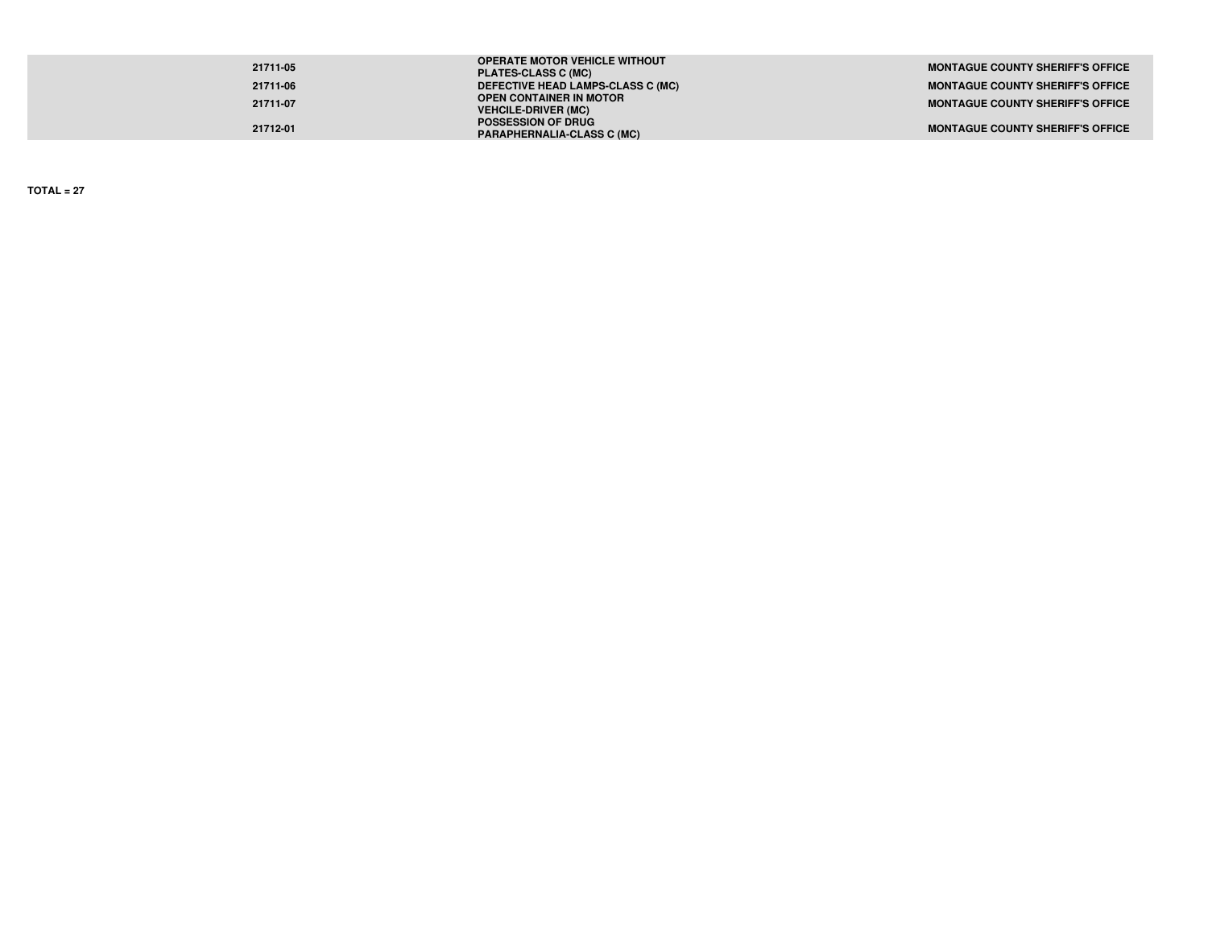| | | | |
|---|---|---|---|
| | 21711-05 | OPERATE MOTOR VEHICLE WITHOUT PLATES-CLASS C (MC) | MONTAGUE COUNTY SHERIFF'S OFFICE |
| | 21711-06 | DEFECTIVE HEAD LAMPS-CLASS C (MC) | MONTAGUE COUNTY SHERIFF'S OFFICE |
| | 21711-07 | OPEN CONTAINER IN MOTOR VEHCILE-DRIVER (MC) | MONTAGUE COUNTY SHERIFF'S OFFICE |
| | 21712-01 | POSSESSION OF DRUG PARAPHERNALIA-CLASS C (MC) | MONTAGUE COUNTY SHERIFF'S OFFICE |

**TOTAL = 27**